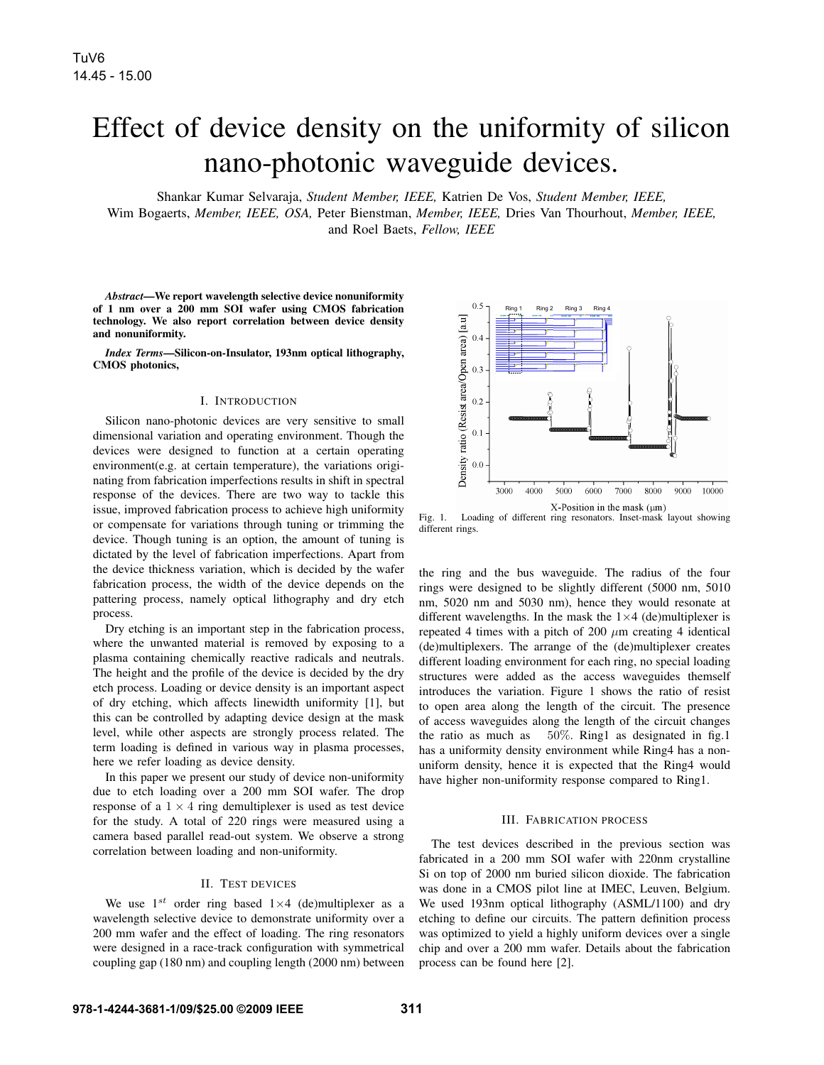# Effect of device density on the uniformity of silicon nano-photonic waveguide devices.

Shankar Kumar Selvaraja, *Student Member, IEEE,* Katrien De Vos, *Student Member, IEEE,* Wim Bogaerts, *Member, IEEE, OSA,* Peter Bienstman, *Member, IEEE,* Dries Van Thourhout, *Member, IEEE,* and Roel Baets, *Fellow, IEEE*

***Abstract*—We report wavelength selective device nonuniformity of 1 nm over a 200 mm SOI wafer using CMOS fabrication technology. We also report correlation between device density and nonuniformity.**

***Index Terms*—Silicon-on-Insulator, 193nm optical lithography, CMOS photonics,**

## I. Introduction

Silicon nano-photonic devices are very sensitive to small dimensional variation and operating environment. Though the devices were designed to function at a certain operating environment(e.g. at certain temperature), the variations originating from fabrication imperfections results in shift in spectral response of the devices. There are two way to tackle this issue, improved fabrication process to achieve high uniformity or compensate for variations through tuning or trimming the device. Though tuning is an option, the amount of tuning is dictated by the level of fabrication imperfections. Apart from the device thickness variation, which is decided by the wafer fabrication process, the width of the device depends on the pattering process, namely optical lithography and dry etch process.

Dry etching is an important step in the fabrication process, where the unwanted material is removed by exposing to a plasma containing chemically reactive radicals and neutrals. The height and the profile of the device is decided by the dry etch process. Loading or device density is an important aspect of dry etching, which affects linewidth uniformity [1], but this can be controlled by adapting device design at the mask level, while other aspects are strongly process related. The term loading is defined in various way in plasma processes, here we refer loading as device density.

In this paper we present our study of device non-uniformity due to etch loading over a 200 mm SOI wafer. The drop response of a $1 \times 4$ ring demultiplexer is used as test device for the study. A total of 220 rings were measured using a camera based parallel read-out system. We observe a strong correlation between loading and non-uniformity.

## II. Test devices

We use $1^{st}$ order ring based $1{\times}4$ (de)multiplexer as a wavelength selective device to demonstrate uniformity over a 200 mm wafer and the effect of loading. The ring resonators were designed in a race-track configuration with symmetrical coupling gap (180 nm) and coupling length (2000 nm) between the ring and the bus waveguide. The radius of the four rings were designed to be slightly different (5000 nm, 5010 nm, 5020 nm and 5030 nm), hence they would resonate at different wavelengths. In the mask the $1{\times}4$ (de)multiplexer is repeated 4 times with a pitch of 200 $\mu$m creating 4 identical (de)multiplexers. The arrange of the (de)multiplexer creates different loading environment for each ring, no special loading structures were added as the access waveguides themself introduces the variation. Figure 1 shows the ratio of resist to open area along the length of the circuit. The presence of access waveguides along the length of the circuit changes the ratio as much as $50\%$. Ring1 as designated in fig.1 has a uniformity density environment while Ring4 has a non-uniform density, hence it is expected that the Ring4 would have higher non-uniformity response compared to Ring1.

Fig. 1. Loading of different ring resonators. Inset-mask layout showing different rings.

## III. Fabrication process

The test devices described in the previous section was fabricated in a 200 mm SOI wafer with 220nm crystalline Si on top of 2000 nm buried silicon dioxide. The fabrication was done in a CMOS pilot line at IMEC, Leuven, Belgium. We used 193nm optical lithography (ASML/1100) and dry etching to define our circuits. The pattern definition process was optimized to yield a highly uniform devices over a single chip and over a 200 mm wafer. Details about the fabrication process can be found here [2].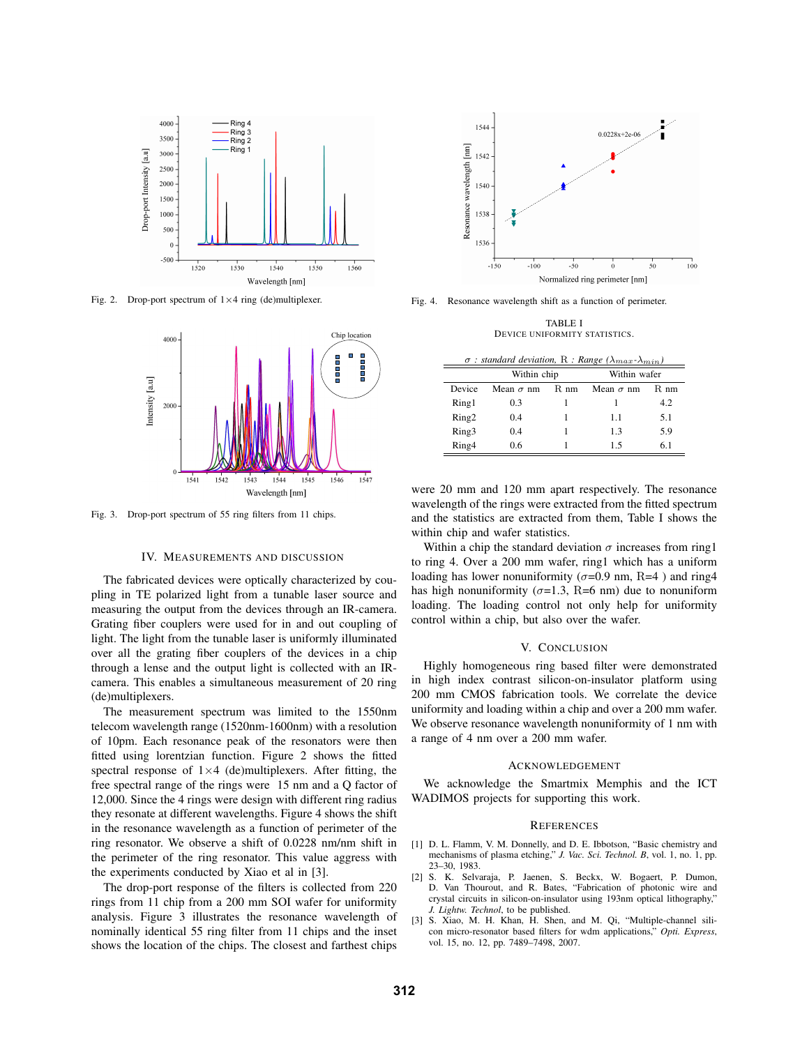4000
3500
3000
2500
2000
1500
1000
500
0
-500

Ring 4
Ring 3
Ring 2
Ring 1

Drop-port Intensity [a.u]

1520 1530 1540 1550 1560

Wavelength [nm]

Fig. 2. Drop-port spectrum of 1×4 ring (de)multiplexer.

Chip location

4000
2000
0

Intensity [a.u]

1541 1542 1543 1544 1545 1546 1547

Wavelength [nm]

Fig. 3. Drop-port spectrum of 55 ring filters from 11 chips.

## IV. Measurements and Discussion

The fabricated devices were optically characterized by coupling in TE polarized light from a tunable laser source and measuring the output from the devices through an IR-camera. Grating fiber couplers were used for in and out coupling of light. The light from the tunable laser is uniformly illuminated over all the grating fiber couplers of the devices in a chip through a lense and the output light is collected with an IR-camera. This enables a simultaneous measurement of 20 ring (de)multiplexers.

The measurement spectrum was limited to the 1550nm telecom wavelength range (1520nm-1600nm) with a resolution of 10pm. Each resonance peak of the resonators were then fitted using lorentzian function. Figure 2 shows the fitted spectral response of 1×4 (de)multiplexers. After fitting, the free spectral range of the rings were 15 nm and a Q factor of 12,000. Since the 4 rings were design with different ring radius they resonate at different wavelengths. Figure 4 shows the shift in the resonance wavelength as a function of perimeter of the ring resonator. We observe a shift of 0.0228 nm/nm shift in the perimeter of the ring resonator. This value aggress with the experiments conducted by Xiao et al in [3].

The drop-port response of the filters is collected from 220 rings from 11 chip from a 200 mm SOI wafer for uniformity analysis. Figure 3 illustrates the resonance wavelength of nominally identical 55 ring filter from 11 chips and the inset shows the location of the chips. The closest and farthest chips

1544
1542
1540
1538
1536

0.0228x+2e-06

Resonance wavelength [nm]

-150 -100 -50 0 50 100

Normalized ring perimeter [nm]

Fig. 4. Resonance wavelength shift as a function of perimeter.

TABLE I
Device uniformity statistics.

*σ : standard deviation,* R *: Range* ($\lambda_{max}$-$\lambda_{min}$)

| | Within chip | | Within wafer | |
|---|---|---|---|---|
| Device | Mean $\sigma$ nm | R nm | Mean $\sigma$ nm | R nm |
| Ring1 | 0.3 | 1 | 1 | 4.2 |
| Ring2 | 0.4 | 1 | 1.1 | 5.1 |
| Ring3 | 0.4 | 1 | 1.3 | 5.9 |
| Ring4 | 0.6 | 1 | 1.5 | 6.1 |

were 20 mm and 120 mm apart respectively. The resonance wavelength of the rings were extracted from the fitted spectrum and the statistics are extracted from them, Table I shows the within chip and wafer statistics.

Within a chip the standard deviation $\sigma$ increases from ring1 to ring 4. Over a 200 mm wafer, ring1 which has a uniform loading has lower nonuniformity ($\sigma$=0.9 nm, R=4 ) and ring4 has high nonuniformity ($\sigma$=1.3, R=6 nm) due to nonuniform loading. The loading control not only help for uniformity control within a chip, but also over the wafer.

## V. Conclusion

Highly homogeneous ring based filter were demonstrated in high index contrast silicon-on-insulator platform using 200 mm CMOS fabrication tools. We correlate the device uniformity and loading within a chip and over a 200 mm wafer. We observe resonance wavelength nonuniformity of 1 nm with a range of 4 nm over a 200 mm wafer.

## Acknowledgement

We acknowledge the Smartmix Memphis and the ICT WADIMOS projects for supporting this work.

## References

[1] D. L. Flamm, V. M. Donnelly, and D. E. Ibbotson, "Basic chemistry and mechanisms of plasma etching," *J. Vac. Sci. Technol. B*, vol. 1, no. 1, pp. 23–30, 1983.

[2] S. K. Selvaraja, P. Jaenen, S. Beckx, W. Bogaert, P. Dumon, D. Van Thourout, and R. Bates, "Fabrication of photonic wire and crystal circuits in silicon-on-insulator using 193nm optical lithography," *J. Lightw. Technol*, to be published.

[3] S. Xiao, M. H. Khan, H. Shen, and M. Qi, "Multiple-channel silicon micro-resonator based filters for wdm applications," *Opti. Express*, vol. 15, no. 12, pp. 7489–7498, 2007.